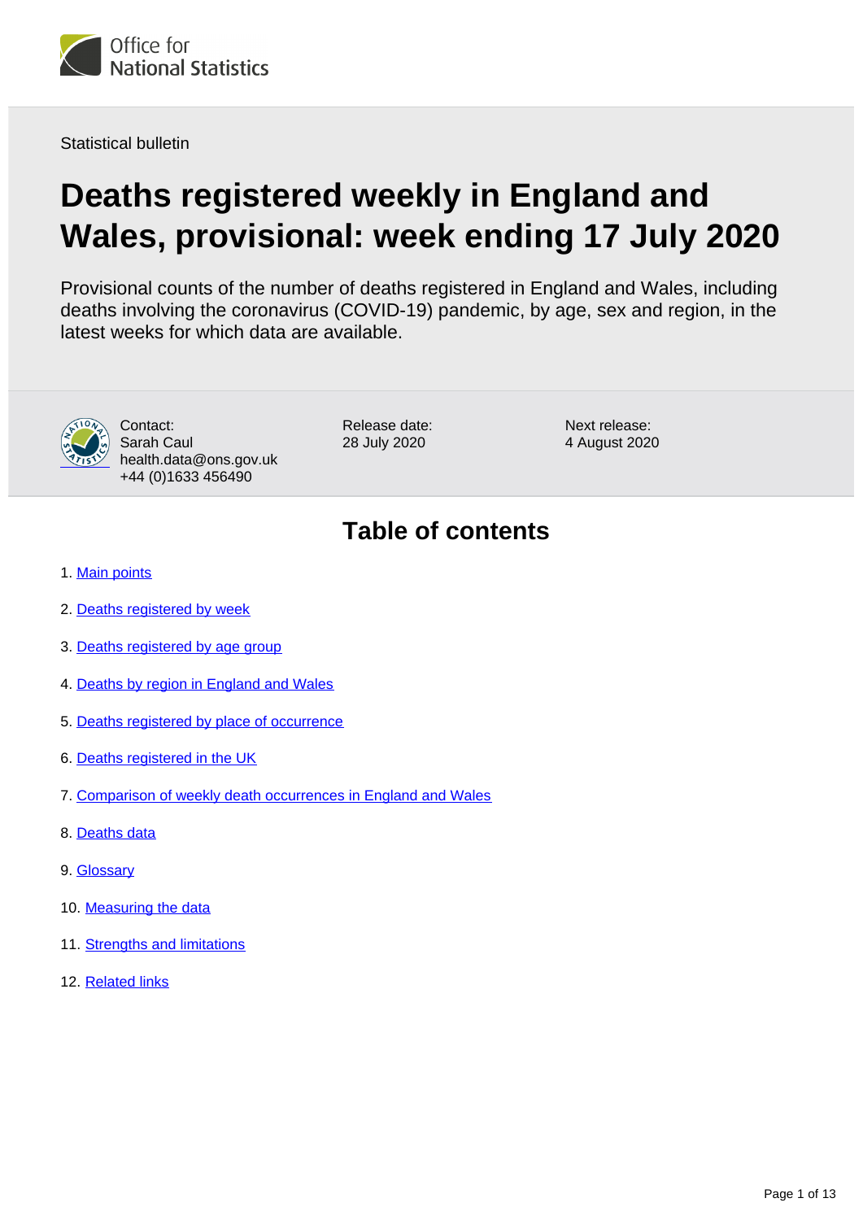Office for National Statistics

Statistical bulletin

# Deaths registered weekly in England and Wales, provisional: week ending 17 July 2020

Provisional counts of the number of deaths registered in England and Wales, including deaths involving the coronavirus (COVID-19) pandemic, by age, sex and region, in the latest weeks for which data are available.

Contact:
Sarah Caul
health.data@ons.gov.uk
+44 (0)1633 456490

Release date:
28 July 2020

Next release:
4 August 2020

## Table of contents

1. Main points
2. Deaths registered by week
3. Deaths registered by age group
4. Deaths by region in England and Wales
5. Deaths registered by place of occurrence
6. Deaths registered in the UK
7. Comparison of weekly death occurrences in England and Wales
8. Deaths data
9. Glossary
10. Measuring the data
11. Strengths and limitations
12. Related links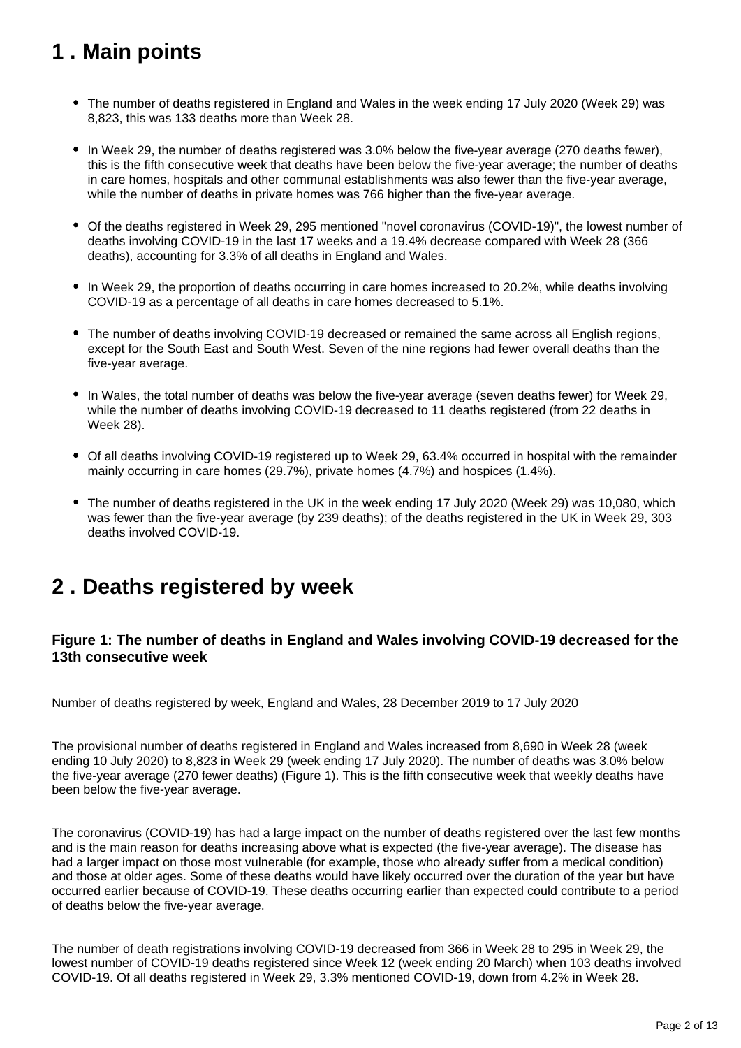## 1 . Main points

- The number of deaths registered in England and Wales in the week ending 17 July 2020 (Week 29) was 8,823, this was 133 deaths more than Week 28.
- In Week 29, the number of deaths registered was 3.0% below the five-year average (270 deaths fewer), this is the fifth consecutive week that deaths have been below the five-year average; the number of deaths in care homes, hospitals and other communal establishments was also fewer than the five-year average, while the number of deaths in private homes was 766 higher than the five-year average.
- Of the deaths registered in Week 29, 295 mentioned "novel coronavirus (COVID-19)", the lowest number of deaths involving COVID-19 in the last 17 weeks and a 19.4% decrease compared with Week 28 (366 deaths), accounting for 3.3% of all deaths in England and Wales.
- In Week 29, the proportion of deaths occurring in care homes increased to 20.2%, while deaths involving COVID-19 as a percentage of all deaths in care homes decreased to 5.1%.
- The number of deaths involving COVID-19 decreased or remained the same across all English regions, except for the South East and South West. Seven of the nine regions had fewer overall deaths than the five-year average.
- In Wales, the total number of deaths was below the five-year average (seven deaths fewer) for Week 29, while the number of deaths involving COVID-19 decreased to 11 deaths registered (from 22 deaths in Week 28).
- Of all deaths involving COVID-19 registered up to Week 29, 63.4% occurred in hospital with the remainder mainly occurring in care homes (29.7%), private homes (4.7%) and hospices (1.4%).
- The number of deaths registered in the UK in the week ending 17 July 2020 (Week 29) was 10,080, which was fewer than the five-year average (by 239 deaths); of the deaths registered in the UK in Week 29, 303 deaths involved COVID-19.

## 2 . Deaths registered by week

### Figure 1: The number of deaths in England and Wales involving COVID-19 decreased for the 13th consecutive week

Number of deaths registered by week, England and Wales, 28 December 2019 to 17 July 2020

The provisional number of deaths registered in England and Wales increased from 8,690 in Week 28 (week ending 10 July 2020) to 8,823 in Week 29 (week ending 17 July 2020). The number of deaths was 3.0% below the five-year average (270 fewer deaths) (Figure 1). This is the fifth consecutive week that weekly deaths have been below the five-year average.

The coronavirus (COVID-19) has had a large impact on the number of deaths registered over the last few months and is the main reason for deaths increasing above what is expected (the five-year average). The disease has had a larger impact on those most vulnerable (for example, those who already suffer from a medical condition) and those at older ages. Some of these deaths would have likely occurred over the duration of the year but have occurred earlier because of COVID-19. These deaths occurring earlier than expected could contribute to a period of deaths below the five-year average.

The number of death registrations involving COVID-19 decreased from 366 in Week 28 to 295 in Week 29, the lowest number of COVID-19 deaths registered since Week 12 (week ending 20 March) when 103 deaths involved COVID-19. Of all deaths registered in Week 29, 3.3% mentioned COVID-19, down from 4.2% in Week 28.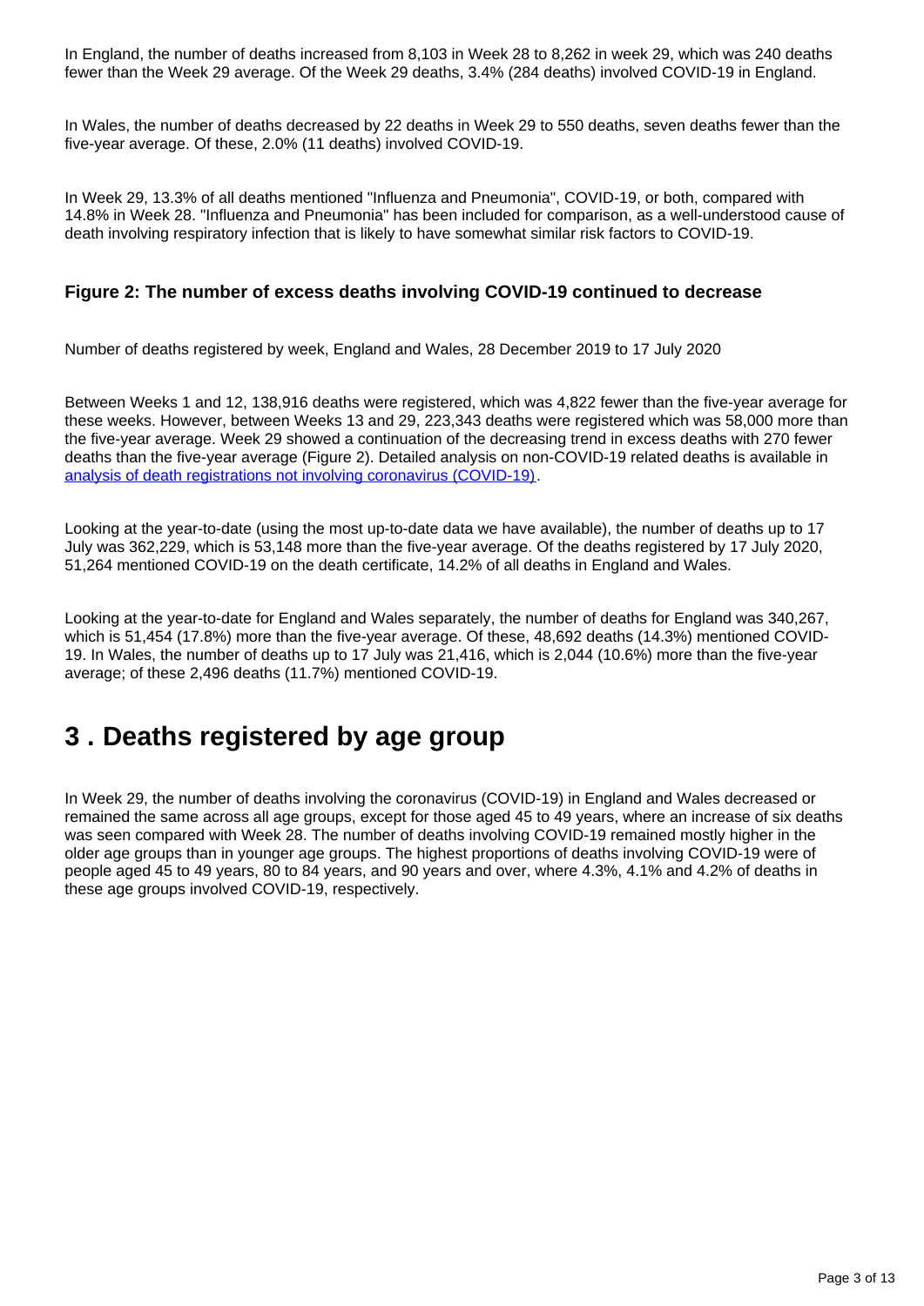In England, the number of deaths increased from 8,103 in Week 28 to 8,262 in week 29, which was 240 deaths fewer than the Week 29 average. Of the Week 29 deaths, 3.4% (284 deaths) involved COVID-19 in England.

In Wales, the number of deaths decreased by 22 deaths in Week 29 to 550 deaths, seven deaths fewer than the five-year average. Of these, 2.0% (11 deaths) involved COVID-19.

In Week 29, 13.3% of all deaths mentioned "Influenza and Pneumonia", COVID-19, or both, compared with 14.8% in Week 28. "Influenza and Pneumonia" has been included for comparison, as a well-understood cause of death involving respiratory infection that is likely to have somewhat similar risk factors to COVID-19.

### Figure 2: The number of excess deaths involving COVID-19 continued to decrease

Number of deaths registered by week, England and Wales, 28 December 2019 to 17 July 2020

Between Weeks 1 and 12, 138,916 deaths were registered, which was 4,822 fewer than the five-year average for these weeks. However, between Weeks 13 and 29, 223,343 deaths were registered which was 58,000 more than the five-year average. Week 29 showed a continuation of the decreasing trend in excess deaths with 270 fewer deaths than the five-year average (Figure 2). Detailed analysis on non-COVID-19 related deaths is available in analysis of death registrations not involving coronavirus (COVID-19).

Looking at the year-to-date (using the most up-to-date data we have available), the number of deaths up to 17 July was 362,229, which is 53,148 more than the five-year average. Of the deaths registered by 17 July 2020, 51,264 mentioned COVID-19 on the death certificate, 14.2% of all deaths in England and Wales.

Looking at the year-to-date for England and Wales separately, the number of deaths for England was 340,267, which is 51,454 (17.8%) more than the five-year average. Of these, 48,692 deaths (14.3%) mentioned COVID-19. In Wales, the number of deaths up to 17 July was 21,416, which is 2,044 (10.6%) more than the five-year average; of these 2,496 deaths (11.7%) mentioned COVID-19.

## 3 . Deaths registered by age group

In Week 29, the number of deaths involving the coronavirus (COVID-19) in England and Wales decreased or remained the same across all age groups, except for those aged 45 to 49 years, where an increase of six deaths was seen compared with Week 28. The number of deaths involving COVID-19 remained mostly higher in the older age groups than in younger age groups. The highest proportions of deaths involving COVID-19 were of people aged 45 to 49 years, 80 to 84 years, and 90 years and over, where 4.3%, 4.1% and 4.2% of deaths in these age groups involved COVID-19, respectively.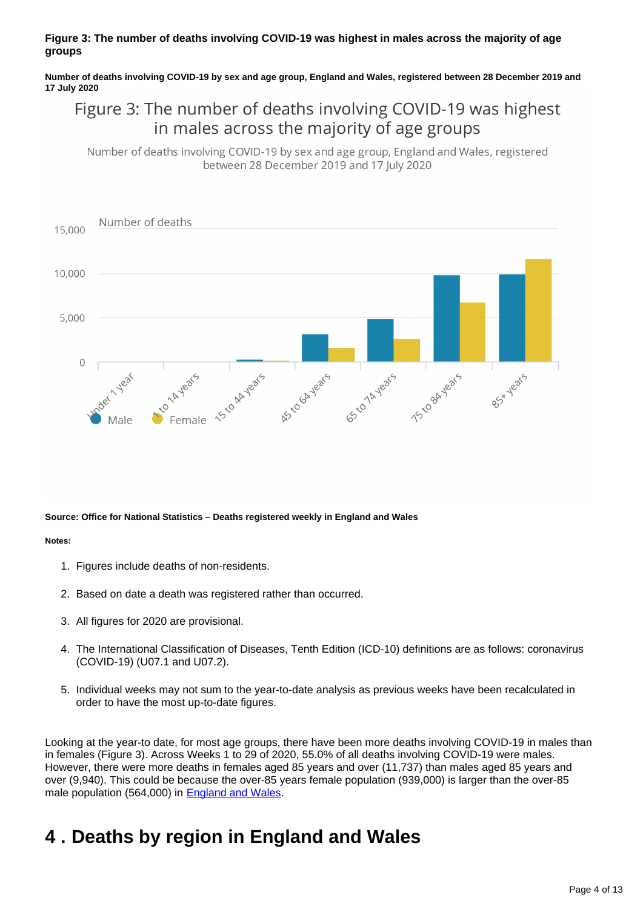**Figure 3: The number of deaths involving COVID-19 was highest in males across the majority of age groups**

**Number of deaths involving COVID-19 by sex and age group, England and Wales, registered between 28 December 2019 and 17 July 2020**

Figure 3: The number of deaths involving COVID-19 was highest in males across the majority of age groups

Number of deaths involving COVID-19 by sex and age group, England and Wales, registered between 28 December 2019 and 17 July 2020

Number of deaths

15,000

10,000

5,000

0

Under 1 year, 1 to 14 years, 15 to 44 years, 45 to 64 years, 65 to 74 years, 75 to 84 years, 85+ years

Male Female

**Source: Office for National Statistics – Deaths registered weekly in England and Wales**

**Notes:**

1. Figures include deaths of non-residents.
2. Based on date a death was registered rather than occurred.
3. All figures for 2020 are provisional.
4. The International Classification of Diseases, Tenth Edition (ICD-10) definitions are as follows: coronavirus (COVID-19) (U07.1 and U07.2).
5. Individual weeks may not sum to the year-to-date analysis as previous weeks have been recalculated in order to have the most up-to-date figures.

Looking at the year-to date, for most age groups, there have been more deaths involving COVID-19 in males than in females (Figure 3). Across Weeks 1 to 29 of 2020, 55.0% of all deaths involving COVID-19 were males. However, there were more deaths in females aged 85 years and over (11,737) than males aged 85 years and over (9,940). This could be because the over-85 years female population (939,000) is larger than the over-85 male population (564,000) in England and Wales.

# 4 . Deaths by region in England and Wales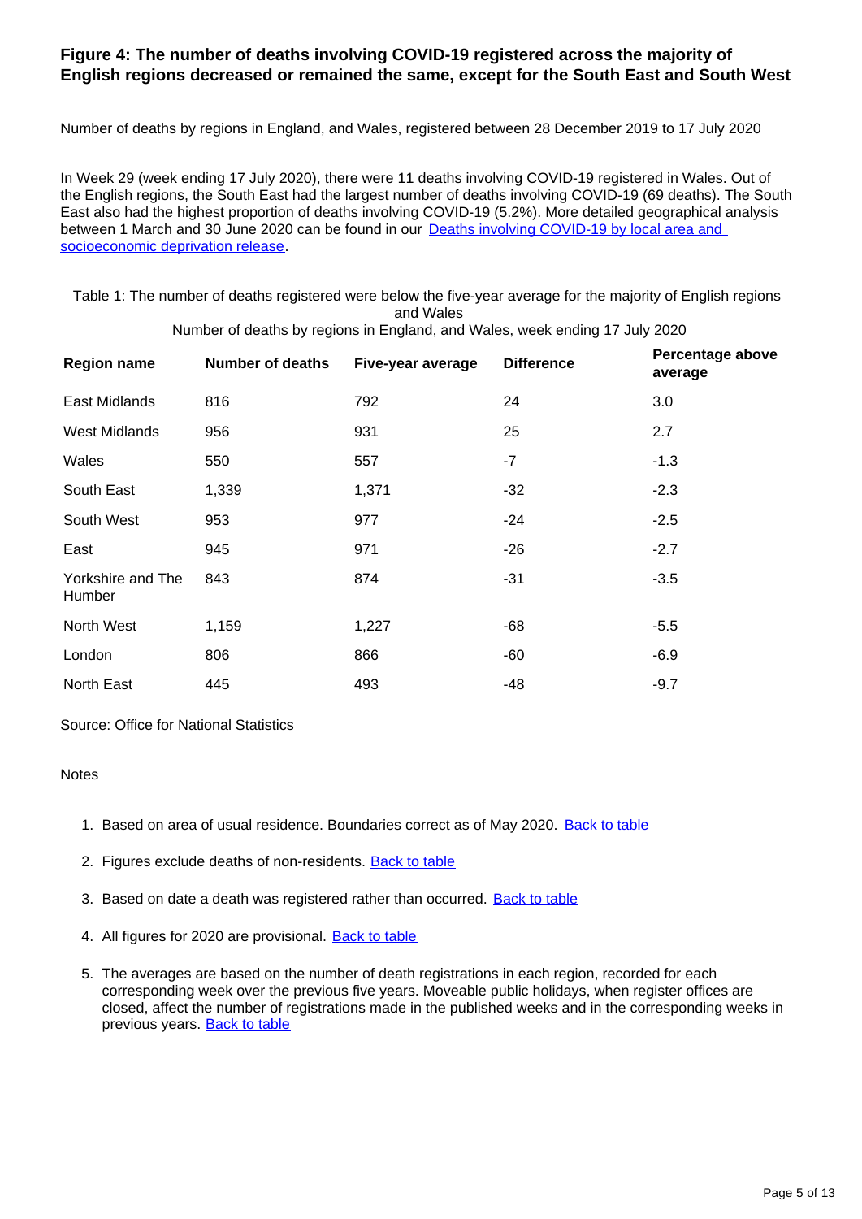### Figure 4: The number of deaths involving COVID-19 registered across the majority of English regions decreased or remained the same, except for the South East and South West

Number of deaths by regions in England, and Wales, registered between 28 December 2019 to 17 July 2020

In Week 29 (week ending 17 July 2020), there were 11 deaths involving COVID-19 registered in Wales. Out of the English regions, the South East had the largest number of deaths involving COVID-19 (69 deaths). The South East also had the highest proportion of deaths involving COVID-19 (5.2%). More detailed geographical analysis between 1 March and 30 June 2020 can be found in our [Deaths involving COVID-19 by local area and socioeconomic deprivation release](#).

Table 1: The number of deaths registered were below the five-year average for the majority of English regions and Wales
Number of deaths by regions in England, and Wales, week ending 17 July 2020

| Region name | Number of deaths | Five-year average | Difference | Percentage above average |
|---|---|---|---|---|
| East Midlands | 816 | 792 | 24 | 3.0 |
| West Midlands | 956 | 931 | 25 | 2.7 |
| Wales | 550 | 557 | -7 | -1.3 |
| South East | 1,339 | 1,371 | -32 | -2.3 |
| South West | 953 | 977 | -24 | -2.5 |
| East | 945 | 971 | -26 | -2.7 |
| Yorkshire and The Humber | 843 | 874 | -31 | -3.5 |
| North West | 1,159 | 1,227 | -68 | -5.5 |
| London | 806 | 866 | -60 | -6.9 |
| North East | 445 | 493 | -48 | -9.7 |

Source: Office for National Statistics

Notes

1. Based on area of usual residence. Boundaries correct as of May 2020. [Back to table](#)
2. Figures exclude deaths of non-residents. [Back to table](#)
3. Based on date a death was registered rather than occurred. [Back to table](#)
4. All figures for 2020 are provisional. [Back to table](#)
5. The averages are based on the number of death registrations in each region, recorded for each corresponding week over the previous five years. Moveable public holidays, when register offices are closed, affect the number of registrations made in the published weeks and in the corresponding weeks in previous years. [Back to table](#)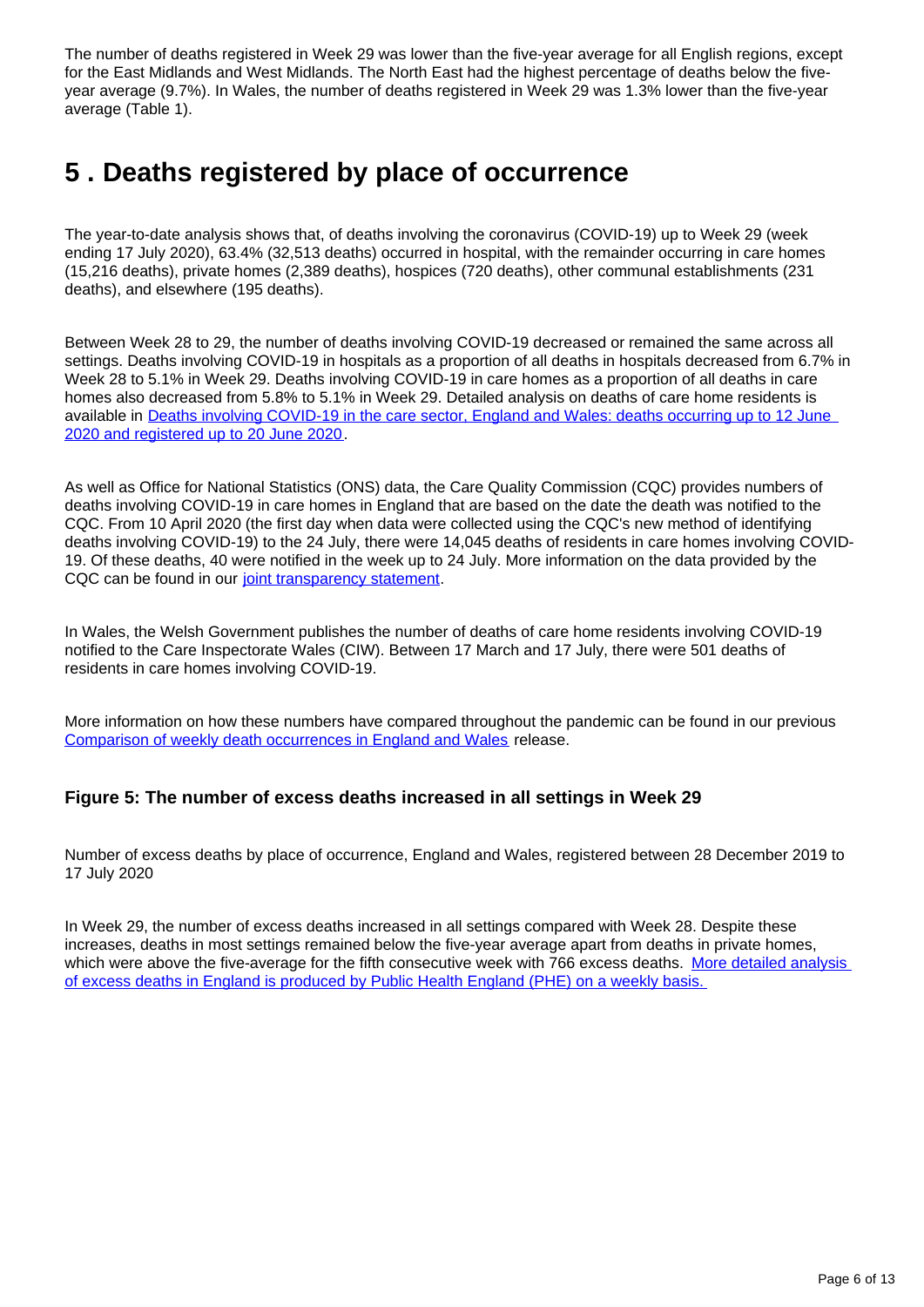The number of deaths registered in Week 29 was lower than the five-year average for all English regions, except for the East Midlands and West Midlands. The North East had the highest percentage of deaths below the five-year average (9.7%). In Wales, the number of deaths registered in Week 29 was 1.3% lower than the five-year average (Table 1).

## 5 . Deaths registered by place of occurrence

The year-to-date analysis shows that, of deaths involving the coronavirus (COVID-19) up to Week 29 (week ending 17 July 2020), 63.4% (32,513 deaths) occurred in hospital, with the remainder occurring in care homes (15,216 deaths), private homes (2,389 deaths), hospices (720 deaths), other communal establishments (231 deaths), and elsewhere (195 deaths).

Between Week 28 to 29, the number of deaths involving COVID-19 decreased or remained the same across all settings. Deaths involving COVID-19 in hospitals as a proportion of all deaths in hospitals decreased from 6.7% in Week 28 to 5.1% in Week 29. Deaths involving COVID-19 in care homes as a proportion of all deaths in care homes also decreased from 5.8% to 5.1% in Week 29. Detailed analysis on deaths of care home residents is available in [Deaths involving COVID-19 in the care sector, England and Wales: deaths occurring up to 12 June 2020 and registered up to 20 June 2020](#).

As well as Office for National Statistics (ONS) data, the Care Quality Commission (CQC) provides numbers of deaths involving COVID-19 in care homes in England that are based on the date the death was notified to the CQC. From 10 April 2020 (the first day when data were collected using the CQC's new method of identifying deaths involving COVID-19) to the 24 July, there were 14,045 deaths of residents in care homes involving COVID-19. Of these deaths, 40 were notified in the week up to 24 July. More information on the data provided by the CQC can be found in our [joint transparency statement](#).

In Wales, the Welsh Government publishes the number of deaths of care home residents involving COVID-19 notified to the Care Inspectorate Wales (CIW). Between 17 March and 17 July, there were 501 deaths of residents in care homes involving COVID-19.

More information on how these numbers have compared throughout the pandemic can be found in our previous [Comparison of weekly death occurrences in England and Wales](#) release.

### Figure 5: The number of excess deaths increased in all settings in Week 29

Number of excess deaths by place of occurrence, England and Wales, registered between 28 December 2019 to 17 July 2020

In Week 29, the number of excess deaths increased in all settings compared with Week 28. Despite these increases, deaths in most settings remained below the five-year average apart from deaths in private homes, which were above the five-average for the fifth consecutive week with 766 excess deaths. [More detailed analysis of excess deaths in England is produced by Public Health England (PHE) on a weekly basis.](#)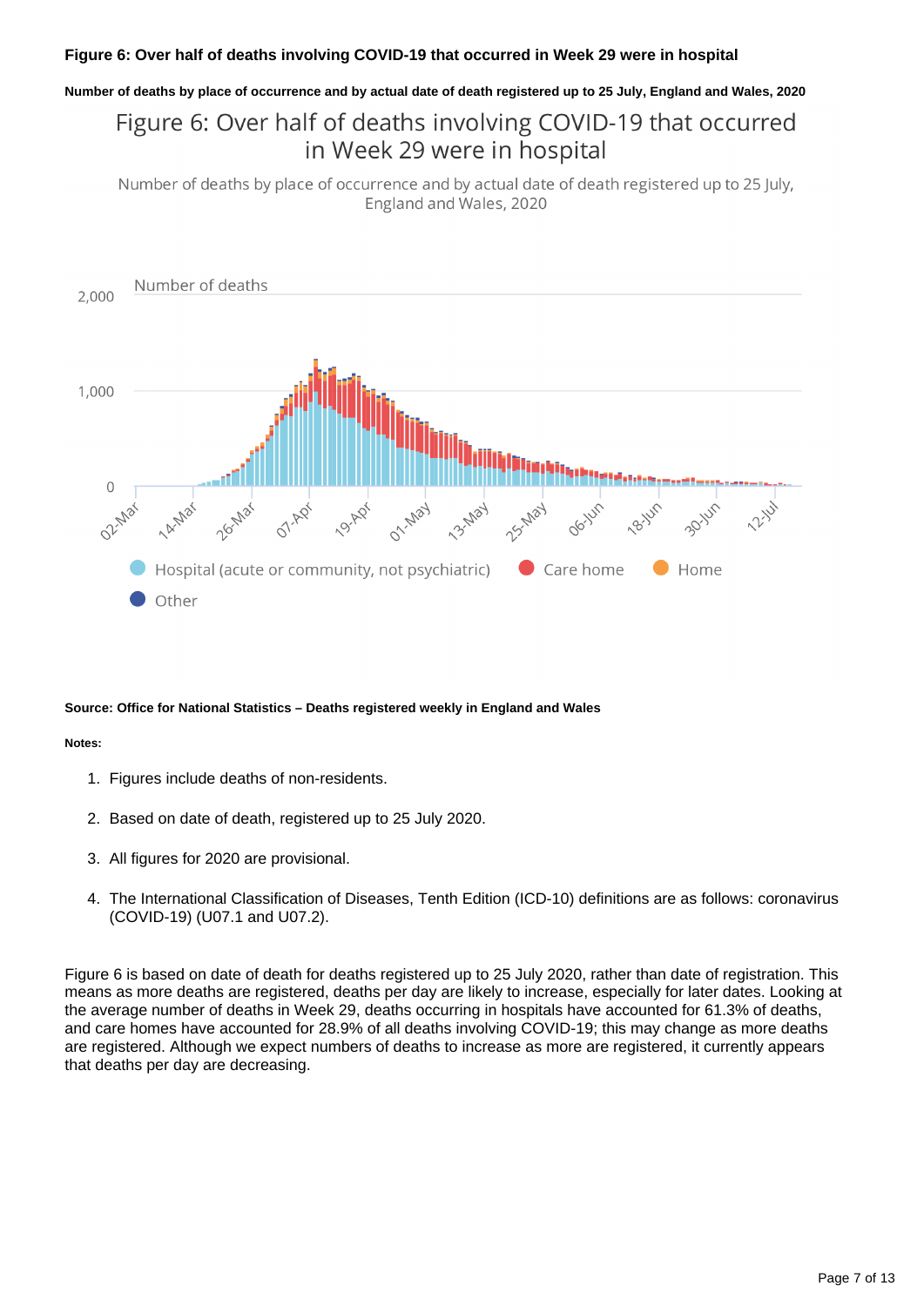**Figure 6: Over half of deaths involving COVID-19 that occurred in Week 29 were in hospital**

**Number of deaths by place of occurrence and by actual date of death registered up to 25 July, England and Wales, 2020**

**Source: Office for National Statistics – Deaths registered weekly in England and Wales**

**Notes:**

1. Figures include deaths of non-residents.
2. Based on date of death, registered up to 25 July 2020.
3. All figures for 2020 are provisional.
4. The International Classification of Diseases, Tenth Edition (ICD-10) definitions are as follows: coronavirus (COVID-19) (U07.1 and U07.2).

Figure 6 is based on date of death for deaths registered up to 25 July 2020, rather than date of registration. This means as more deaths are registered, deaths per day are likely to increase, especially for later dates. Looking at the average number of deaths in Week 29, deaths occurring in hospitals have accounted for 61.3% of deaths, and care homes have accounted for 28.9% of all deaths involving COVID-19; this may change as more deaths are registered. Although we expect numbers of deaths to increase as more are registered, it currently appears that deaths per day are decreasing.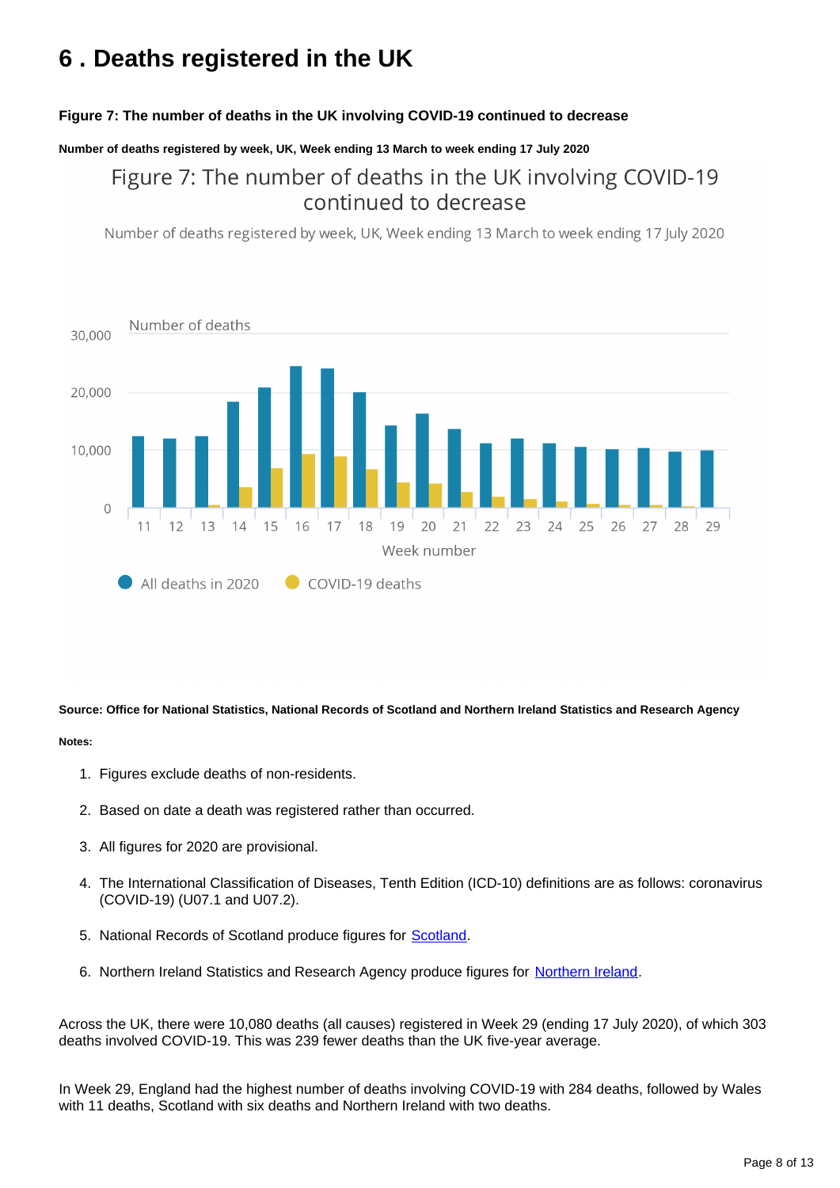# 6 . Deaths registered in the UK

**Figure 7: The number of deaths in the UK involving COVID-19 continued to decrease**

**Number of deaths registered by week, UK, Week ending 13 March to week ending 17 July 2020**

**Source: Office for National Statistics, National Records of Scotland and Northern Ireland Statistics and Research Agency**

**Notes:**

1. Figures exclude deaths of non-residents.
2. Based on date a death was registered rather than occurred.
3. All figures for 2020 are provisional.
4. The International Classification of Diseases, Tenth Edition (ICD-10) definitions are as follows: coronavirus (COVID-19) (U07.1 and U07.2).
5. National Records of Scotland produce figures for [Scotland](#).
6. Northern Ireland Statistics and Research Agency produce figures for [Northern Ireland](#).

Across the UK, there were 10,080 deaths (all causes) registered in Week 29 (ending 17 July 2020), of which 303 deaths involved COVID-19. This was 239 fewer deaths than the UK five-year average.

In Week 29, England had the highest number of deaths involving COVID-19 with 284 deaths, followed by Wales with 11 deaths, Scotland with six deaths and Northern Ireland with two deaths.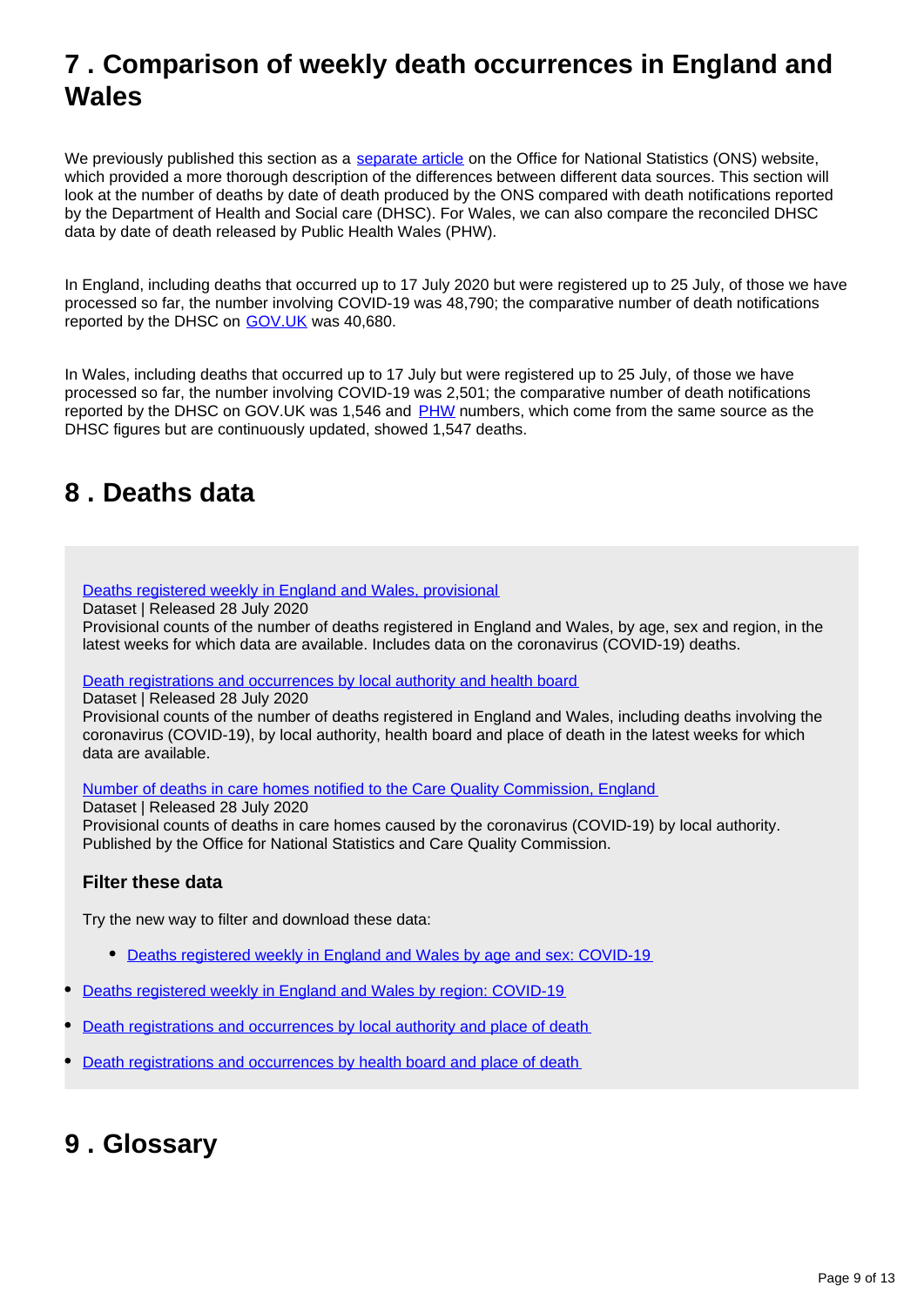## 7 . Comparison of weekly death occurrences in England and Wales

We previously published this section as a separate article on the Office for National Statistics (ONS) website, which provided a more thorough description of the differences between different data sources. This section will look at the number of deaths by date of death produced by the ONS compared with death notifications reported by the Department of Health and Social care (DHSC). For Wales, we can also compare the reconciled DHSC data by date of death released by Public Health Wales (PHW).

In England, including deaths that occurred up to 17 July 2020 but were registered up to 25 July, of those we have processed so far, the number involving COVID-19 was 48,790; the comparative number of death notifications reported by the DHSC on GOV.UK was 40,680.

In Wales, including deaths that occurred up to 17 July but were registered up to 25 July, of those we have processed so far, the number involving COVID-19 was 2,501; the comparative number of death notifications reported by the DHSC on GOV.UK was 1,546 and PHW numbers, which come from the same source as the DHSC figures but are continuously updated, showed 1,547 deaths.

## 8 . Deaths data

Deaths registered weekly in England and Wales, provisional
Dataset | Released 28 July 2020
Provisional counts of the number of deaths registered in England and Wales, by age, sex and region, in the latest weeks for which data are available. Includes data on the coronavirus (COVID-19) deaths.

Death registrations and occurrences by local authority and health board
Dataset | Released 28 July 2020
Provisional counts of the number of deaths registered in England and Wales, including deaths involving the coronavirus (COVID-19), by local authority, health board and place of death in the latest weeks for which data are available.

Number of deaths in care homes notified to the Care Quality Commission, England
Dataset | Released 28 July 2020
Provisional counts of deaths in care homes caused by the coronavirus (COVID-19) by local authority. Published by the Office for National Statistics and Care Quality Commission.

### Filter these data

Try the new way to filter and download these data:

- Deaths registered weekly in England and Wales by age and sex: COVID-19
- Deaths registered weekly in England and Wales by region: COVID-19
- Death registrations and occurrences by local authority and place of death
- Death registrations and occurrences by health board and place of death

## 9 . Glossary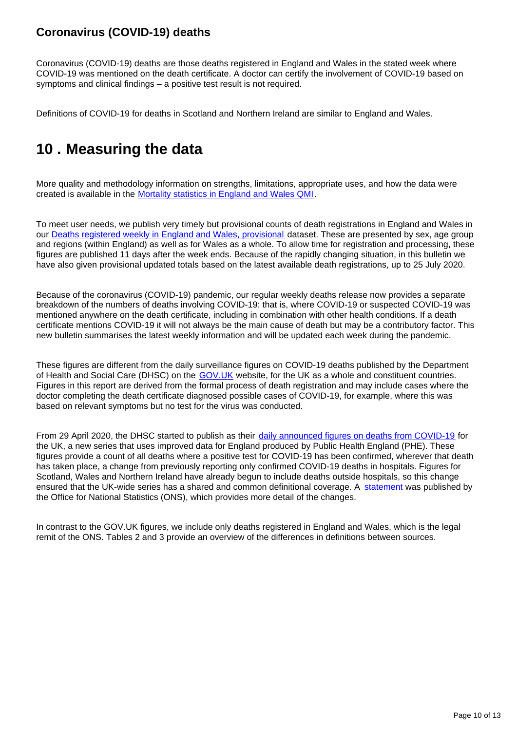### Coronavirus (COVID-19) deaths

Coronavirus (COVID-19) deaths are those deaths registered in England and Wales in the stated week where COVID-19 was mentioned on the death certificate. A doctor can certify the involvement of COVID-19 based on symptoms and clinical findings – a positive test result is not required.

Definitions of COVID-19 for deaths in Scotland and Northern Ireland are similar to England and Wales.

## 10 . Measuring the data

More quality and methodology information on strengths, limitations, appropriate uses, and how the data were created is available in the Mortality statistics in England and Wales QMI.

To meet user needs, we publish very timely but provisional counts of death registrations in England and Wales in our Deaths registered weekly in England and Wales, provisional dataset. These are presented by sex, age group and regions (within England) as well as for Wales as a whole. To allow time for registration and processing, these figures are published 11 days after the week ends. Because of the rapidly changing situation, in this bulletin we have also given provisional updated totals based on the latest available death registrations, up to 25 July 2020.

Because of the coronavirus (COVID-19) pandemic, our regular weekly deaths release now provides a separate breakdown of the numbers of deaths involving COVID-19: that is, where COVID-19 or suspected COVID-19 was mentioned anywhere on the death certificate, including in combination with other health conditions. If a death certificate mentions COVID-19 it will not always be the main cause of death but may be a contributory factor. This new bulletin summarises the latest weekly information and will be updated each week during the pandemic.

These figures are different from the daily surveillance figures on COVID-19 deaths published by the Department of Health and Social Care (DHSC) on the GOV.UK website, for the UK as a whole and constituent countries. Figures in this report are derived from the formal process of death registration and may include cases where the doctor completing the death certificate diagnosed possible cases of COVID-19, for example, where this was based on relevant symptoms but no test for the virus was conducted.

From 29 April 2020, the DHSC started to publish as their daily announced figures on deaths from COVID-19 for the UK, a new series that uses improved data for England produced by Public Health England (PHE). These figures provide a count of all deaths where a positive test for COVID-19 has been confirmed, wherever that death has taken place, a change from previously reporting only confirmed COVID-19 deaths in hospitals. Figures for Scotland, Wales and Northern Ireland have already begun to include deaths outside hospitals, so this change ensured that the UK-wide series has a shared and common definitional coverage. A statement was published by the Office for National Statistics (ONS), which provides more detail of the changes.

In contrast to the GOV.UK figures, we include only deaths registered in England and Wales, which is the legal remit of the ONS. Tables 2 and 3 provide an overview of the differences in definitions between sources.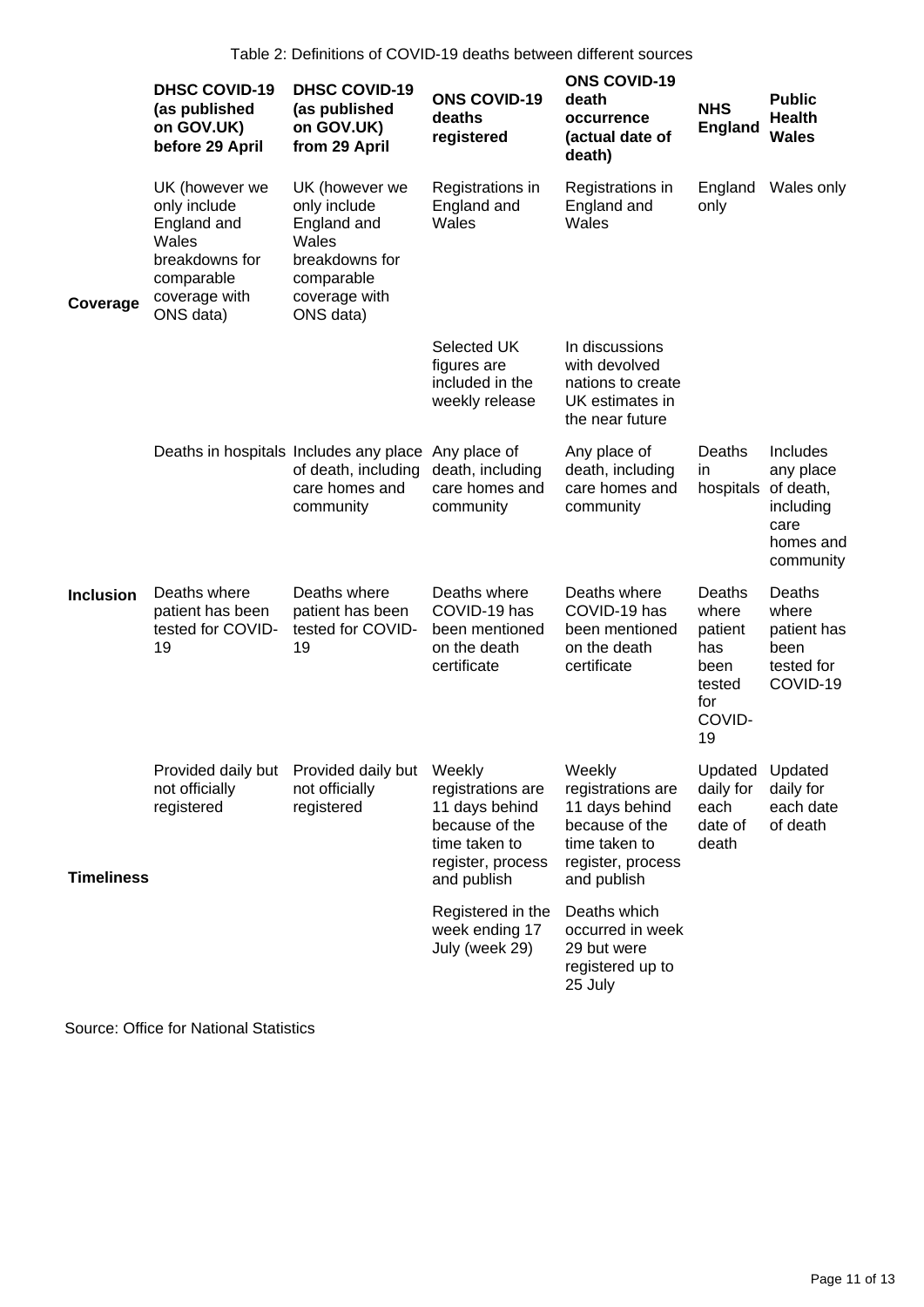Table 2: Definitions of COVID-19 deaths between different sources

| | DHSC COVID-19 (as published on GOV.UK) before 29 April | DHSC COVID-19 (as published on GOV.UK) from 29 April | ONS COVID-19 deaths registered | ONS COVID-19 death occurrence (actual date of death) | NHS England | Public Health Wales |
|---|---|---|---|---|---|---|
| Coverage | UK (however we only include England and Wales breakdowns for comparable coverage with ONS data) | UK (however we only include England and Wales breakdowns for comparable coverage with ONS data) | Registrations in England and Wales | Registrations in England and Wales | England only | Wales only |
| | | | Selected UK figures are included in the weekly release | In discussions with devolved nations to create UK estimates in the near future | | |
| | Deaths in hospitals | Includes any place of death, including care homes and community | Any place of death, including care homes and community | Any place of death, including care homes and community | Deaths in hospitals | Includes any place of death, including care homes and community |
| Inclusion | Deaths where patient has been tested for COVID-19 | Deaths where patient has been tested for COVID-19 | Deaths where COVID-19 has been mentioned on the death certificate | Deaths where COVID-19 has been mentioned on the death certificate | Deaths where patient has been tested for COVID-19 | Deaths where patient has been tested for COVID-19 |
| Timeliness | Provided daily but not officially registered | Provided daily but not officially registered | Weekly registrations are 11 days behind because of the time taken to register, process and publish | Weekly registrations are 11 days behind because of the time taken to register, process and publish | Updated daily for each date of death | Updated daily for each date of death |
| | | | Registered in the week ending 17 July (week 29) | Deaths which occurred in week 29 but were registered up to 25 July | | |

Source: Office for National Statistics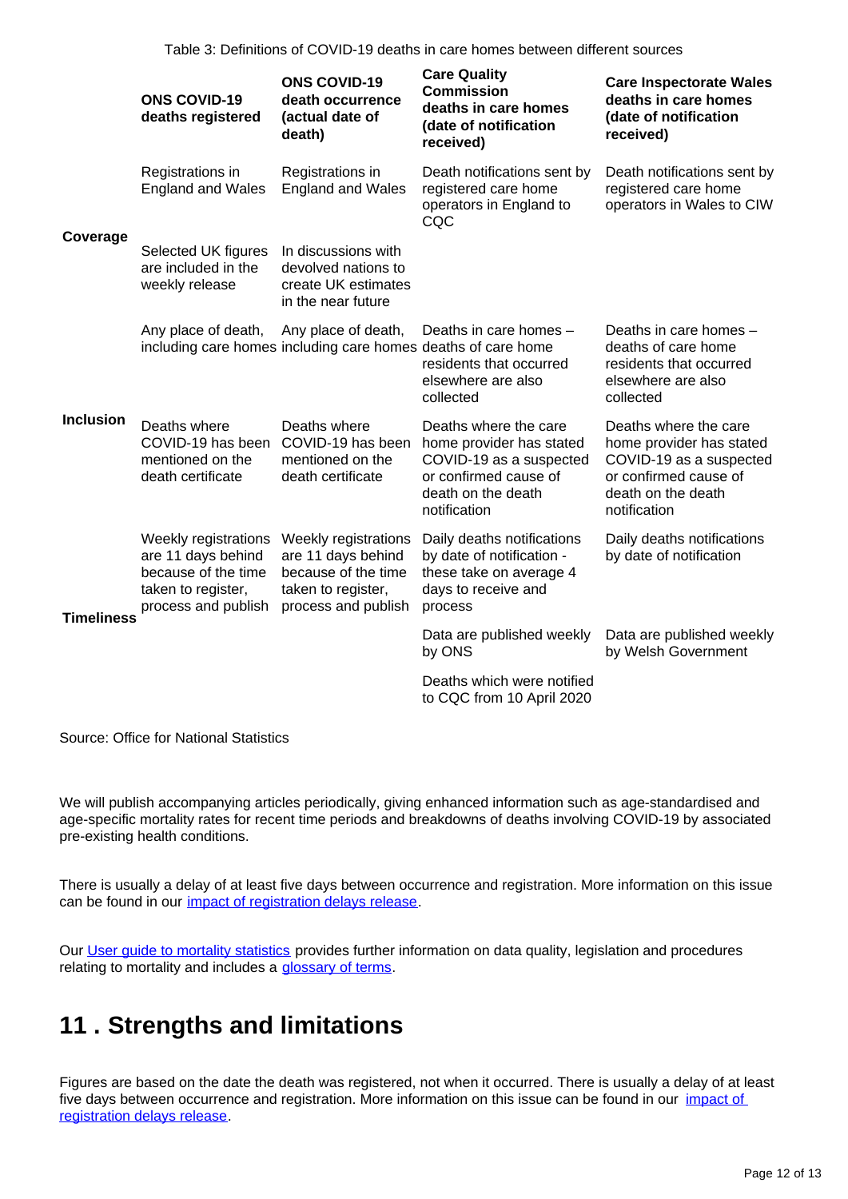Table 3: Definitions of COVID-19 deaths in care homes between different sources

| | ONS COVID-19 deaths registered | ONS COVID-19 death occurrence (actual date of death) | Care Quality Commission deaths in care homes (date of notification received) | Care Inspectorate Wales deaths in care homes (date of notification received) |
|---|---|---|---|---|
| Coverage | Registrations in England and Wales | Registrations in England and Wales | Death notifications sent by registered care home operators in England to CQC | Death notifications sent by registered care home operators in Wales to CIW |
| | Selected UK figures are included in the weekly release | In discussions with devolved nations to create UK estimates in the near future | | |
| Inclusion | Any place of death, including care homes | Any place of death, including care homes | Deaths in care homes – deaths of care home residents that occurred elsewhere are also collected | Deaths in care homes – deaths of care home residents that occurred elsewhere are also collected |
| | Deaths where COVID-19 has been mentioned on the death certificate | Deaths where COVID-19 has been mentioned on the death certificate | Deaths where the care home provider has stated COVID-19 as a suspected or confirmed cause of death on the death notification | Deaths where the care home provider has stated COVID-19 as a suspected or confirmed cause of death on the death notification |
| Timeliness | Weekly registrations are 11 days behind because of the time taken to register, process and publish | Weekly registrations are 11 days behind because of the time taken to register, process and publish | Daily deaths notifications by date of notification - these take on average 4 days to receive and process | Daily deaths notifications by date of notification |
| | | | Data are published weekly by ONS | Data are published weekly by Welsh Government |
| | | | Deaths which were notified to CQC from 10 April 2020 | |

Source: Office for National Statistics

We will publish accompanying articles periodically, giving enhanced information such as age-standardised and age-specific mortality rates for recent time periods and breakdowns of deaths involving COVID-19 by associated pre-existing health conditions.

There is usually a delay of at least five days between occurrence and registration. More information on this issue can be found in our impact of registration delays release.

Our User guide to mortality statistics provides further information on data quality, legislation and procedures relating to mortality and includes a glossary of terms.

## 11 . Strengths and limitations

Figures are based on the date the death was registered, not when it occurred. There is usually a delay of at least five days between occurrence and registration. More information on this issue can be found in our impact of registration delays release.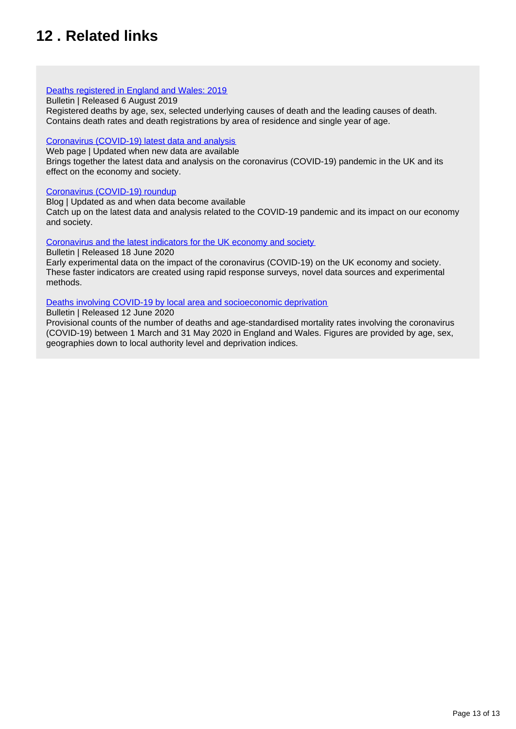## 12 . Related links

[Deaths registered in England and Wales: 2019]
Bulletin | Released 6 August 2019
Registered deaths by age, sex, selected underlying causes of death and the leading causes of death. Contains death rates and death registrations by area of residence and single year of age.

[Coronavirus (COVID-19) latest data and analysis]
Web page | Updated when new data are available
Brings together the latest data and analysis on the coronavirus (COVID-19) pandemic in the UK and its effect on the economy and society.

[Coronavirus (COVID-19) roundup]
Blog | Updated as and when data become available
Catch up on the latest data and analysis related to the COVID-19 pandemic and its impact on our economy and society.

[Coronavirus and the latest indicators for the UK economy and society]
Bulletin | Released 18 June 2020
Early experimental data on the impact of the coronavirus (COVID-19) on the UK economy and society. These faster indicators are created using rapid response surveys, novel data sources and experimental methods.

[Deaths involving COVID-19 by local area and socioeconomic deprivation]
Bulletin | Released 12 June 2020
Provisional counts of the number of deaths and age-standardised mortality rates involving the coronavirus (COVID-19) between 1 March and 31 May 2020 in England and Wales. Figures are provided by age, sex, geographies down to local authority level and deprivation indices.